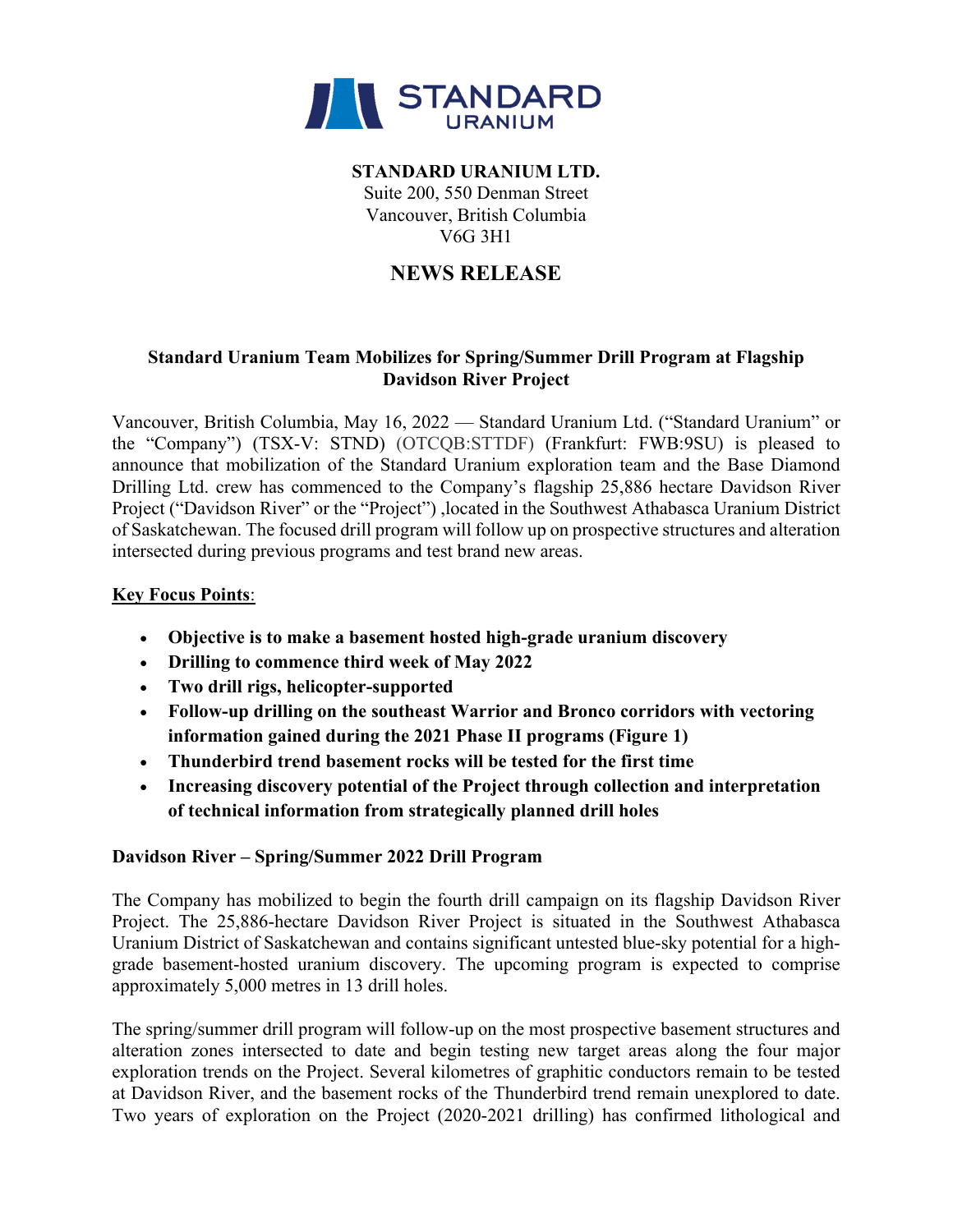**STANDARD URANIUM LTD.**
Suite 200, 550 Denman Street
Vancouver, British Columbia
V6G 3H1

# NEWS RELEASE

## Standard Uranium Team Mobilizes for Spring/Summer Drill Program at Flagship Davidson River Project

Vancouver, British Columbia, May 16, 2022 — Standard Uranium Ltd. ("Standard Uranium" or the "Company") (TSX-V: STND) (OTCQB:STTDF) (Frankfurt: FWB:9SU) is pleased to announce that mobilization of the Standard Uranium exploration team and the Base Diamond Drilling Ltd. crew has commenced to the Company's flagship 25,886 hectare Davidson River Project ("Davidson River" or the "Project") ,located in the Southwest Athabasca Uranium District of Saskatchewan. The focused drill program will follow up on prospective structures and alteration intersected during previous programs and test brand new areas.

**Key Focus Points**:

- **Objective is to make a basement hosted high-grade uranium discovery**
- **Drilling to commence third week of May 2022**
- **Two drill rigs, helicopter-supported**
- **Follow-up drilling on the southeast Warrior and Bronco corridors with vectoring information gained during the 2021 Phase II programs (Figure 1)**
- **Thunderbird trend basement rocks will be tested for the first time**
- **Increasing discovery potential of the Project through collection and interpretation of technical information from strategically planned drill holes**

### Davidson River – Spring/Summer 2022 Drill Program

The Company has mobilized to begin the fourth drill campaign on its flagship Davidson River Project. The 25,886-hectare Davidson River Project is situated in the Southwest Athabasca Uranium District of Saskatchewan and contains significant untested blue-sky potential for a high-grade basement-hosted uranium discovery. The upcoming program is expected to comprise approximately 5,000 metres in 13 drill holes.

The spring/summer drill program will follow-up on the most prospective basement structures and alteration zones intersected to date and begin testing new target areas along the four major exploration trends on the Project. Several kilometres of graphitic conductors remain to be tested at Davidson River, and the basement rocks of the Thunderbird trend remain unexplored to date. Two years of exploration on the Project (2020-2021 drilling) has confirmed lithological and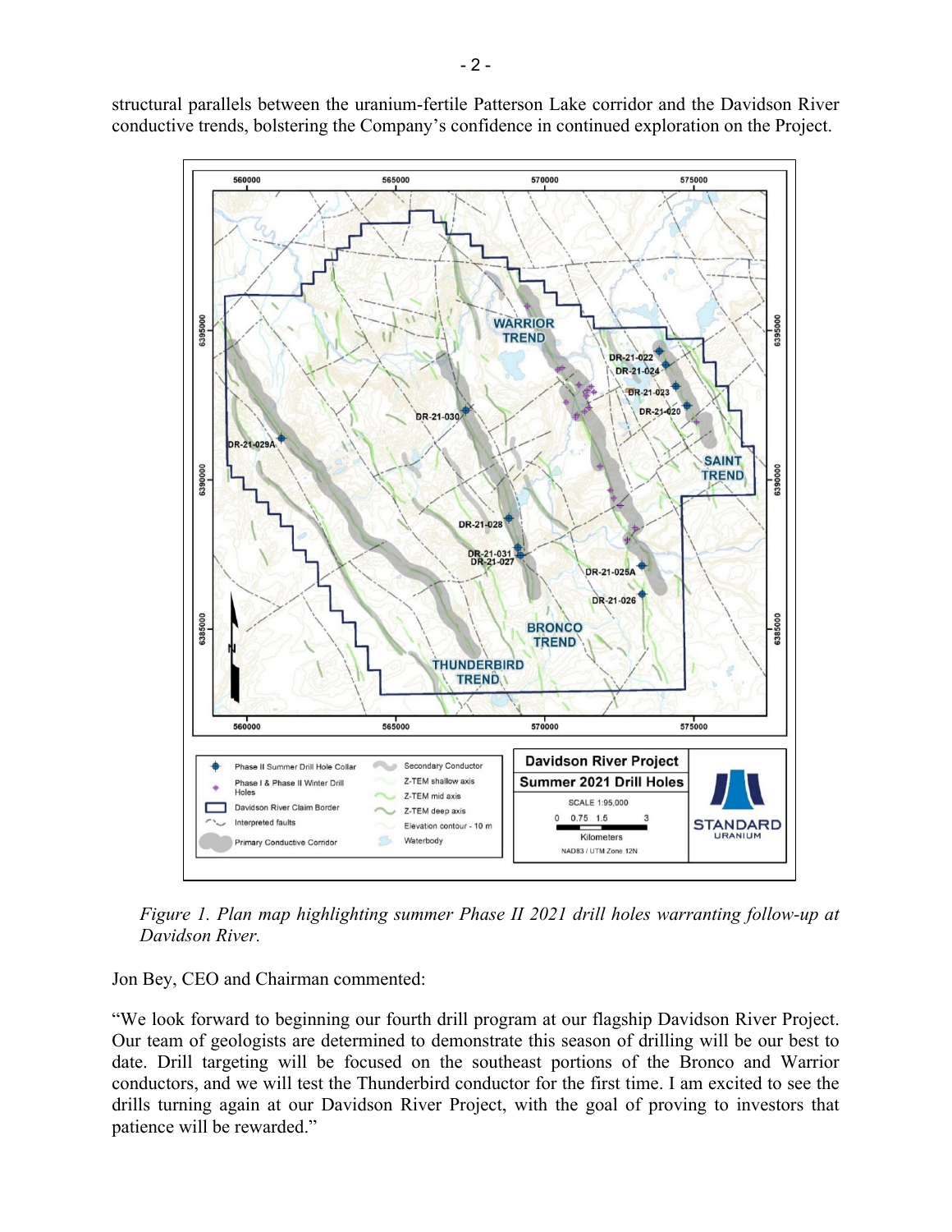structural parallels between the uranium-fertile Patterson Lake corridor and the Davidson River conductive trends, bolstering the Company's confidence in continued exploration on the Project.

*Figure 1. Plan map highlighting summer Phase II 2021 drill holes warranting follow-up at Davidson River.*

Jon Bey, CEO and Chairman commented:

"We look forward to beginning our fourth drill program at our flagship Davidson River Project. Our team of geologists are determined to demonstrate this season of drilling will be our best to date. Drill targeting will be focused on the southeast portions of the Bronco and Warrior conductors, and we will test the Thunderbird conductor for the first time. I am excited to see the drills turning again at our Davidson River Project, with the goal of proving to investors that patience will be rewarded."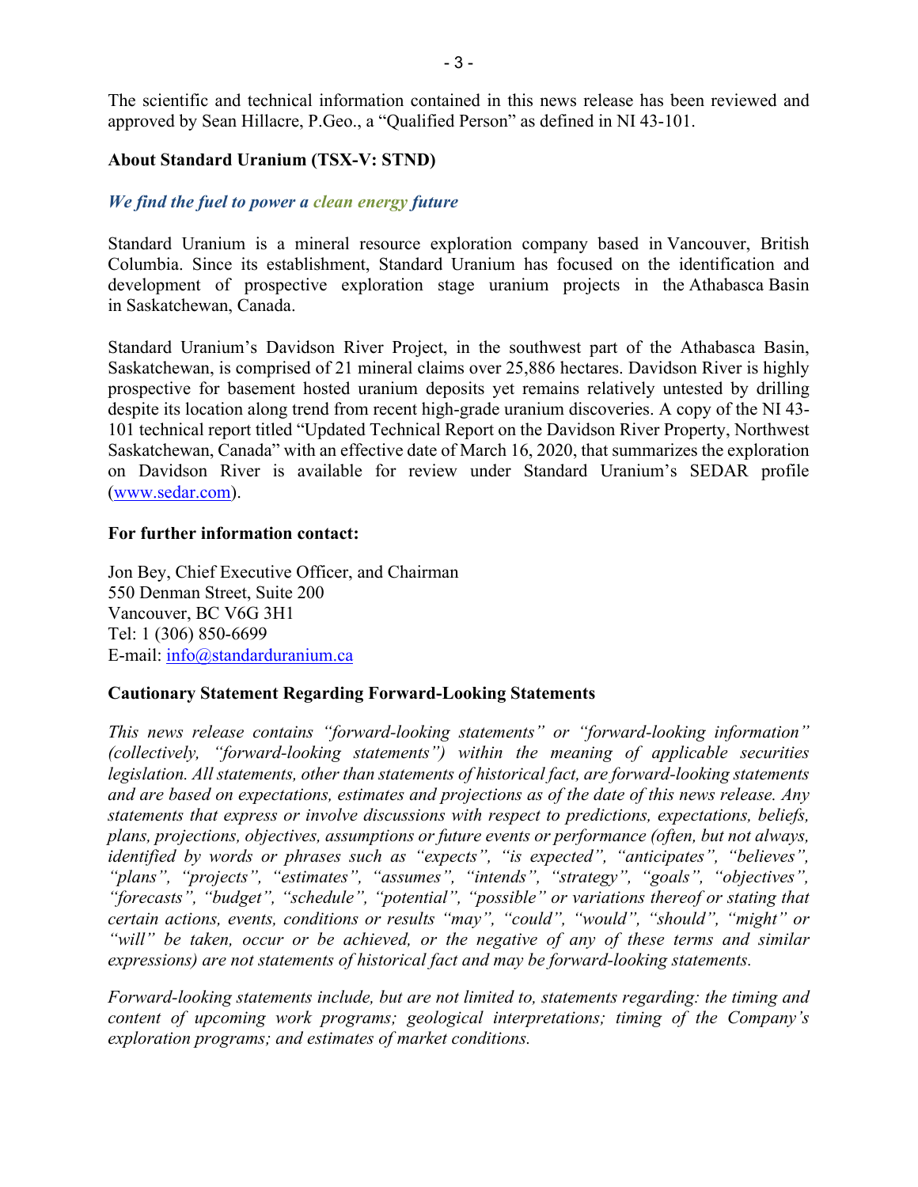The scientific and technical information contained in this news release has been reviewed and approved by Sean Hillacre, P.Geo., a "Qualified Person" as defined in NI 43-101.

**About Standard Uranium (TSX-V: STND)**

***We find the fuel to power a clean energy future***

Standard Uranium is a mineral resource exploration company based in Vancouver, British Columbia. Since its establishment, Standard Uranium has focused on the identification and development of prospective exploration stage uranium projects in the Athabasca Basin in Saskatchewan, Canada.

Standard Uranium's Davidson River Project, in the southwest part of the Athabasca Basin, Saskatchewan, is comprised of 21 mineral claims over 25,886 hectares. Davidson River is highly prospective for basement hosted uranium deposits yet remains relatively untested by drilling despite its location along trend from recent high-grade uranium discoveries. A copy of the NI 43-101 technical report titled "Updated Technical Report on the Davidson River Property, Northwest Saskatchewan, Canada" with an effective date of March 16, 2020, that summarizes the exploration on Davidson River is available for review under Standard Uranium's SEDAR profile (www.sedar.com).

**For further information contact:**

Jon Bey, Chief Executive Officer, and Chairman
550 Denman Street, Suite 200
Vancouver, BC V6G 3H1
Tel: 1 (306) 850-6699
E-mail: info@standarduranium.ca

**Cautionary Statement Regarding Forward-Looking Statements**

*This news release contains "forward-looking statements" or "forward-looking information" (collectively, "forward-looking statements") within the meaning of applicable securities legislation. All statements, other than statements of historical fact, are forward-looking statements and are based on expectations, estimates and projections as of the date of this news release. Any statements that express or involve discussions with respect to predictions, expectations, beliefs, plans, projections, objectives, assumptions or future events or performance (often, but not always, identified by words or phrases such as "expects", "is expected", "anticipates", "believes", "plans", "projects", "estimates", "assumes", "intends", "strategy", "goals", "objectives", "forecasts", "budget", "schedule", "potential", "possible" or variations thereof or stating that certain actions, events, conditions or results "may", "could", "would", "should", "might" or "will" be taken, occur or be achieved, or the negative of any of these terms and similar expressions) are not statements of historical fact and may be forward-looking statements.*

*Forward-looking statements include, but are not limited to, statements regarding: the timing and content of upcoming work programs; geological interpretations; timing of the Company's exploration programs; and estimates of market conditions.*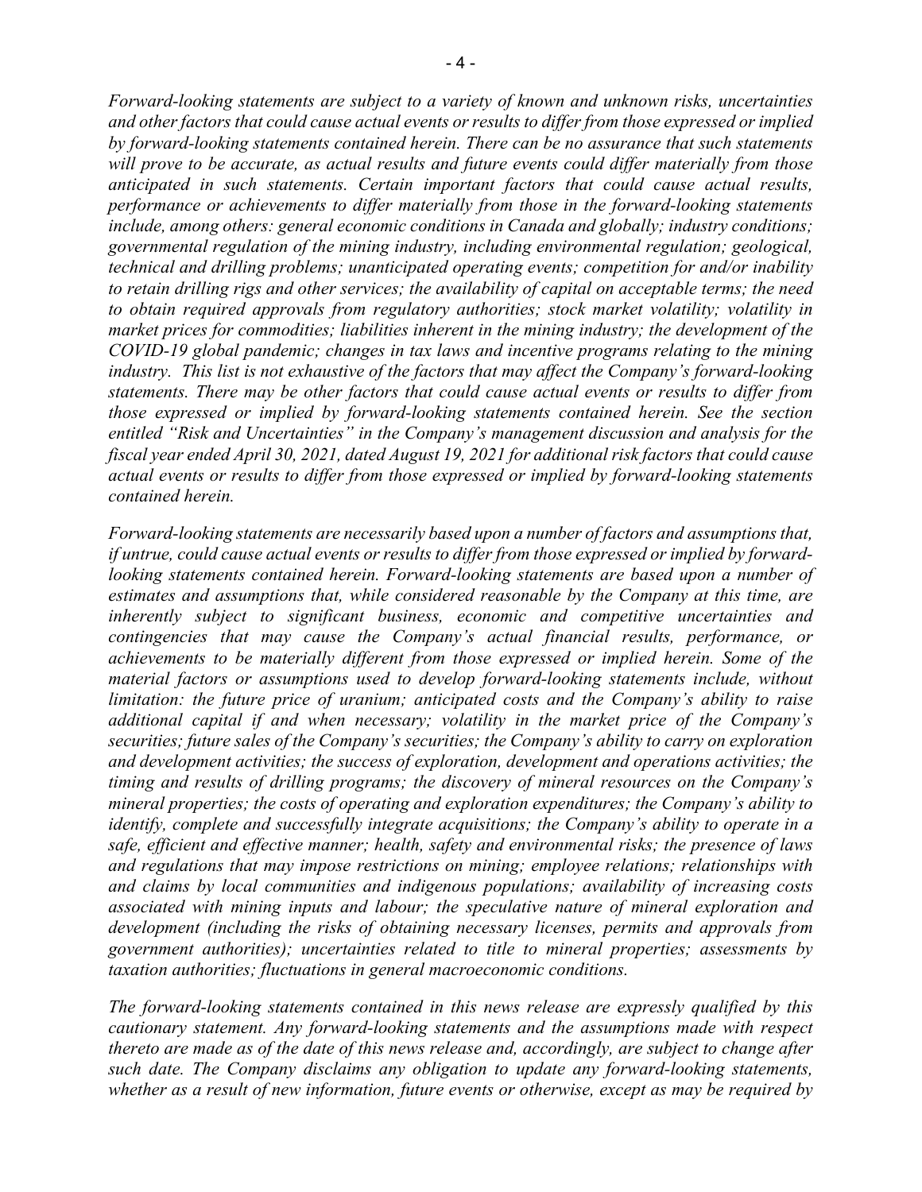*Forward-looking statements are subject to a variety of known and unknown risks, uncertainties and other factors that could cause actual events or results to differ from those expressed or implied by forward-looking statements contained herein. There can be no assurance that such statements will prove to be accurate, as actual results and future events could differ materially from those anticipated in such statements. Certain important factors that could cause actual results, performance or achievements to differ materially from those in the forward-looking statements include, among others: general economic conditions in Canada and globally; industry conditions; governmental regulation of the mining industry, including environmental regulation; geological, technical and drilling problems; unanticipated operating events; competition for and/or inability to retain drilling rigs and other services; the availability of capital on acceptable terms; the need to obtain required approvals from regulatory authorities; stock market volatility; volatility in market prices for commodities; liabilities inherent in the mining industry; the development of the COVID-19 global pandemic; changes in tax laws and incentive programs relating to the mining industry. This list is not exhaustive of the factors that may affect the Company's forward-looking statements. There may be other factors that could cause actual events or results to differ from those expressed or implied by forward-looking statements contained herein. See the section entitled "Risk and Uncertainties" in the Company's management discussion and analysis for the fiscal year ended April 30, 2021, dated August 19, 2021 for additional risk factors that could cause actual events or results to differ from those expressed or implied by forward-looking statements contained herein.*

*Forward-looking statements are necessarily based upon a number of factors and assumptions that, if untrue, could cause actual events or results to differ from those expressed or implied by forward-looking statements contained herein. Forward-looking statements are based upon a number of estimates and assumptions that, while considered reasonable by the Company at this time, are inherently subject to significant business, economic and competitive uncertainties and contingencies that may cause the Company's actual financial results, performance, or achievements to be materially different from those expressed or implied herein. Some of the material factors or assumptions used to develop forward-looking statements include, without limitation: the future price of uranium; anticipated costs and the Company's ability to raise additional capital if and when necessary; volatility in the market price of the Company's securities; future sales of the Company's securities; the Company's ability to carry on exploration and development activities; the success of exploration, development and operations activities; the timing and results of drilling programs; the discovery of mineral resources on the Company's mineral properties; the costs of operating and exploration expenditures; the Company's ability to identify, complete and successfully integrate acquisitions; the Company's ability to operate in a safe, efficient and effective manner; health, safety and environmental risks; the presence of laws and regulations that may impose restrictions on mining; employee relations; relationships with and claims by local communities and indigenous populations; availability of increasing costs associated with mining inputs and labour; the speculative nature of mineral exploration and development (including the risks of obtaining necessary licenses, permits and approvals from government authorities); uncertainties related to title to mineral properties; assessments by taxation authorities; fluctuations in general macroeconomic conditions.*

*The forward-looking statements contained in this news release are expressly qualified by this cautionary statement. Any forward-looking statements and the assumptions made with respect thereto are made as of the date of this news release and, accordingly, are subject to change after such date. The Company disclaims any obligation to update any forward-looking statements, whether as a result of new information, future events or otherwise, except as may be required by*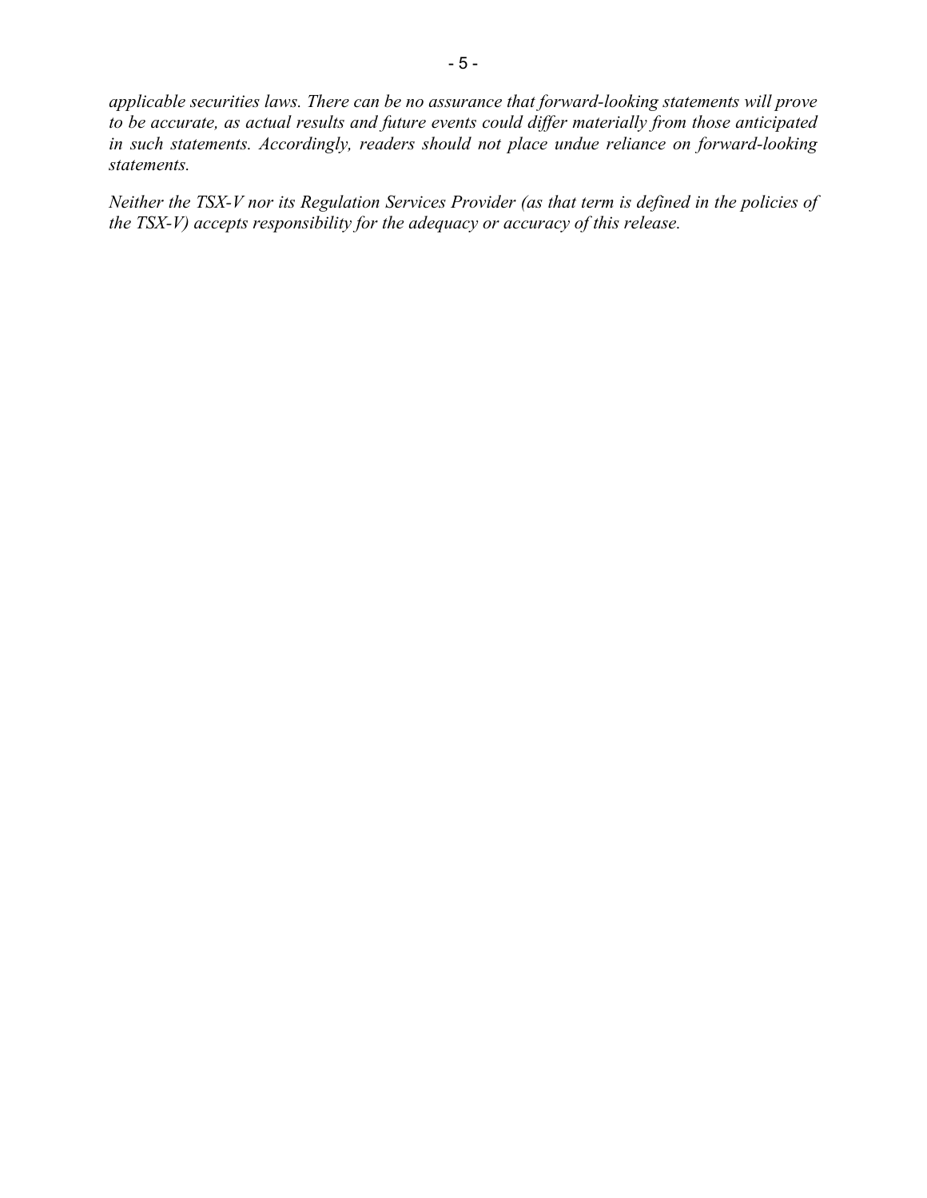*applicable securities laws. There can be no assurance that forward-looking statements will prove to be accurate, as actual results and future events could differ materially from those anticipated in such statements. Accordingly, readers should not place undue reliance on forward-looking statements.*

*Neither the TSX-V nor its Regulation Services Provider (as that term is defined in the policies of the TSX-V) accepts responsibility for the adequacy or accuracy of this release.*